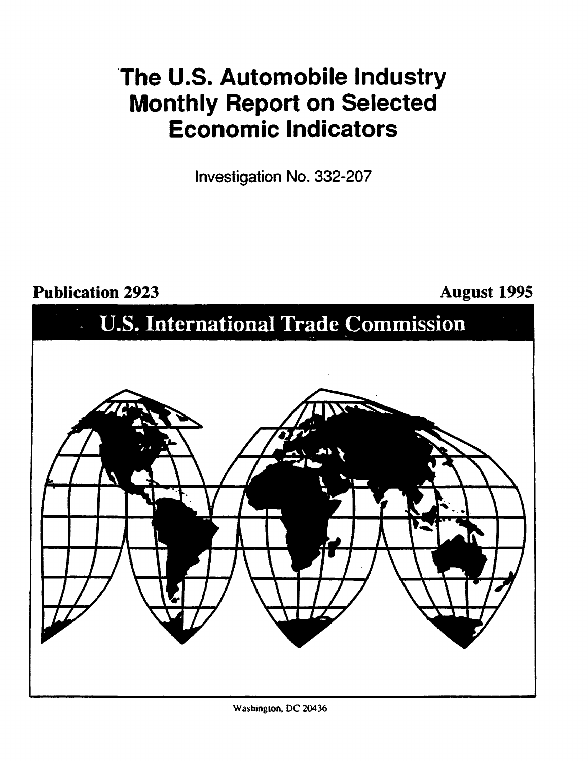# The U.S. Automobile Industry Monthly Report on Selected Economic Indicators

Investigation No. 332-207

**Publication 2923** **August 1995**

## U.S. International Trade Commission

Washington, DC 20436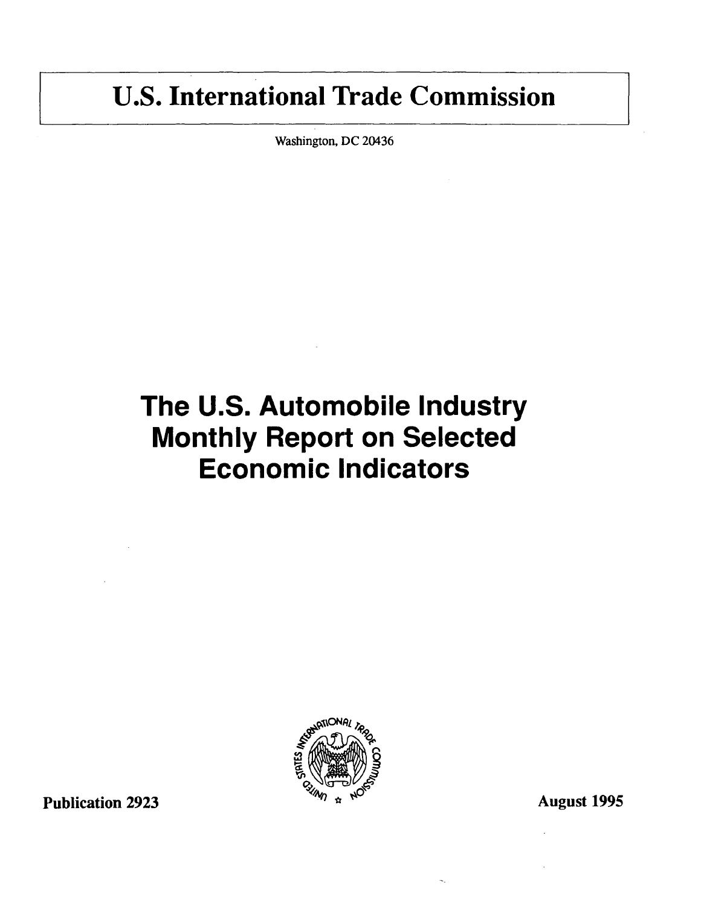# U.S. International Trade Commission

Washington, DC 20436

## The U.S. Automobile Industry Monthly Report on Selected Economic Indicators

Publication 2923

August 1995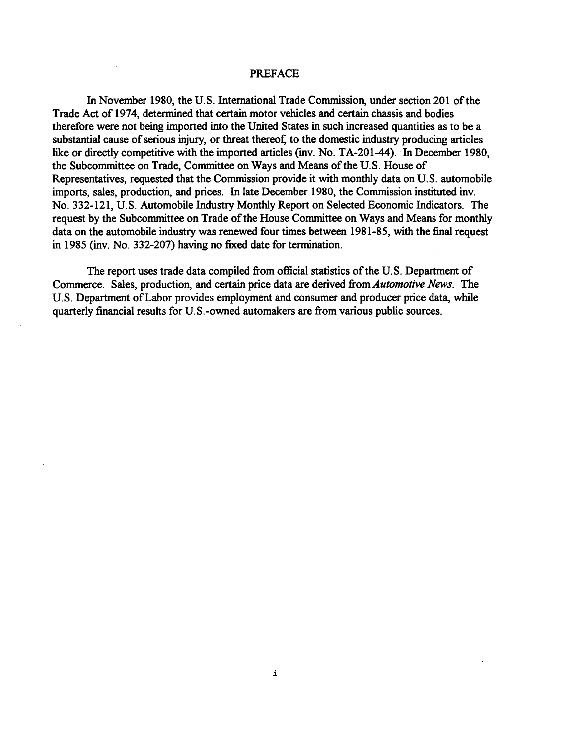# PREFACE

In November 1980, the U.S. International Trade Commission, under section 201 of the Trade Act of 1974, determined that certain motor vehicles and certain chassis and bodies therefore were not being imported into the United States in such increased quantities as to be a substantial cause of serious injury, or threat thereof, to the domestic industry producing articles like or directly competitive with the imported articles (inv. No. TA-201-44). In December 1980, the Subcommittee on Trade, Committee on Ways and Means of the U.S. House of Representatives, requested that the Commission provide it with monthly data on U.S. automobile imports, sales, production, and prices. In late December 1980, the Commission instituted inv. No. 332-121, U.S. Automobile Industry Monthly Report on Selected Economic Indicators. The request by the Subcommittee on Trade of the House Committee on Ways and Means for monthly data on the automobile industry was renewed four times between 1981-85, with the final request in 1985 (inv. No. 332-207) having no fixed date for termination.

The report uses trade data compiled from official statistics of the U.S. Department of Commerce. Sales, production, and certain price data are derived from *Automotive News*. The U.S. Department of Labor provides employment and consumer and producer price data, while quarterly financial results for U.S.-owned automakers are from various public sources.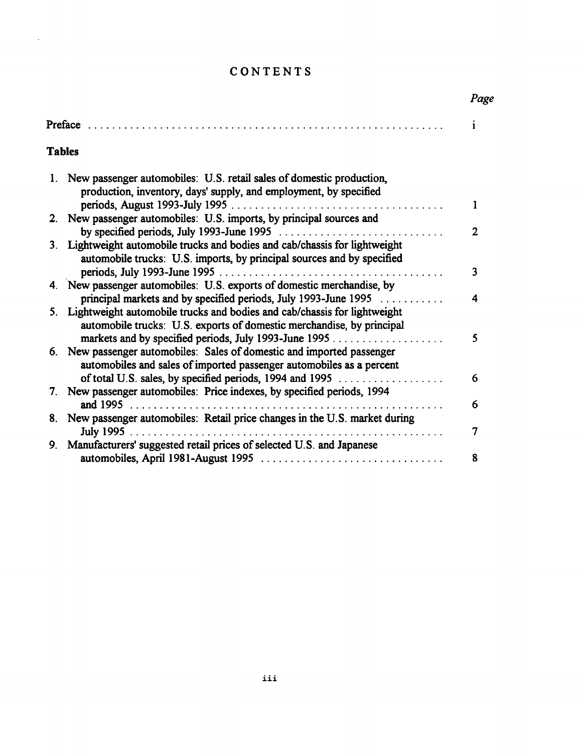# CONTENTS

| | Page |
|---|---|
| Preface | i |
| **Tables** | |
| 1. New passenger automobiles: U.S. retail sales of domestic production, production, inventory, days' supply, and employment, by specified periods, August 1993-July 1995 | 1 |
| 2. New passenger automobiles: U.S. imports, by principal sources and by specified periods, July 1993-June 1995 | 2 |
| 3. Lightweight automobile trucks and bodies and cab/chassis for lightweight automobile trucks: U.S. imports, by principal sources and by specified periods, July 1993-June 1995 | 3 |
| 4. New passenger automobiles: U.S. exports of domestic merchandise, by principal markets and by specified periods, July 1993-June 1995 | 4 |
| 5. Lightweight automobile trucks and bodies and cab/chassis for lightweight automobile trucks: U.S. exports of domestic merchandise, by principal markets and by specified periods, July 1993-June 1995 | 5 |
| 6. New passenger automobiles: Sales of domestic and imported passenger automobiles and sales of imported passenger automobiles as a percent of total U.S. sales, by specified periods, 1994 and 1995 | 6 |
| 7. New passenger automobiles: Price indexes, by specified periods, 1994 and 1995 | 6 |
| 8. New passenger automobiles: Retail price changes in the U.S. market during July 1995 | 7 |
| 9. Manufacturers' suggested retail prices of selected U.S. and Japanese automobiles, April 1981-August 1995 | 8 |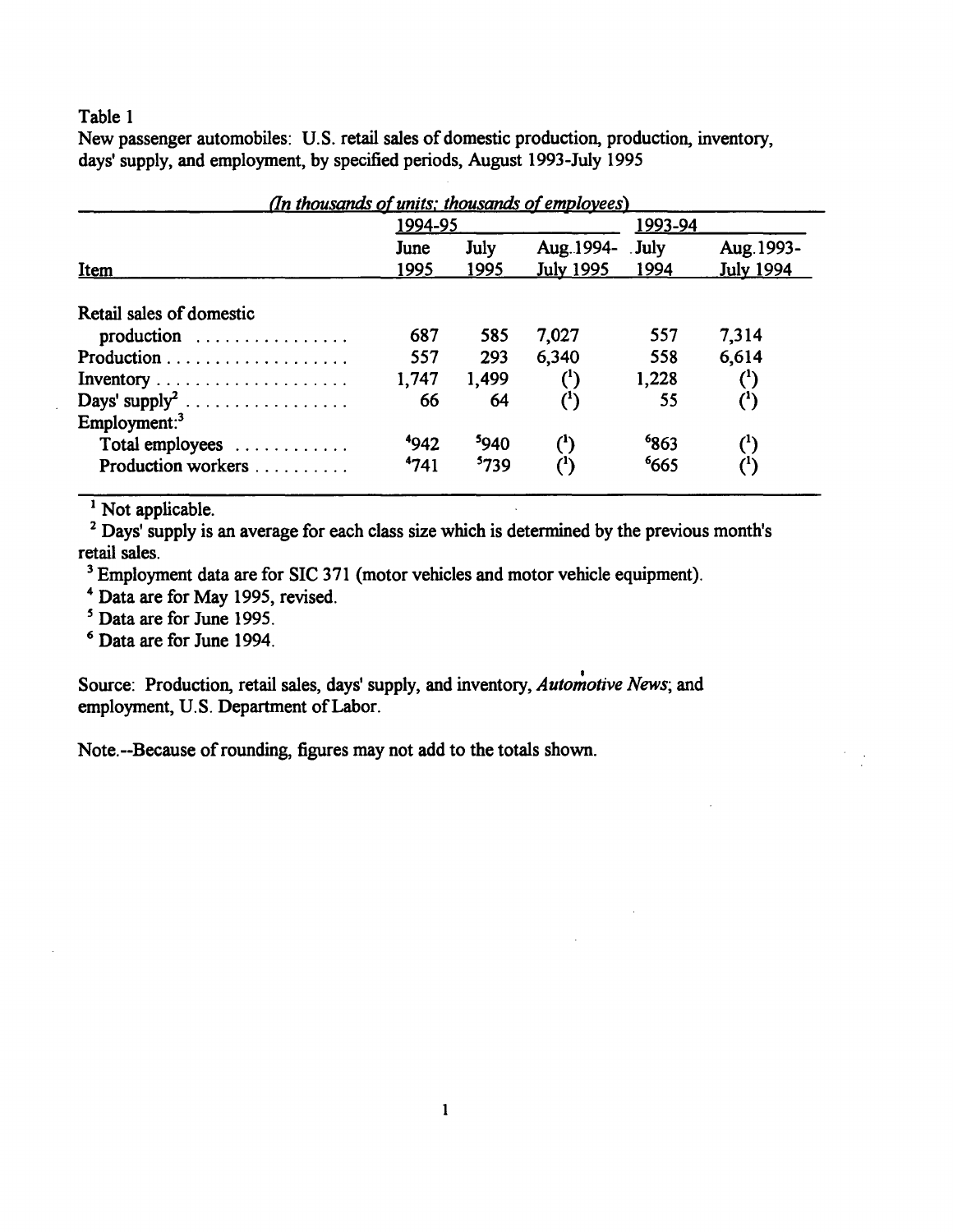Table 1

New passenger automobiles: U.S. retail sales of domestic production, production, inventory, days' supply, and employment, by specified periods, August 1993-July 1995

*(In thousands of units; thousands of employees)*

| Item | 1994-95 June 1995 | July 1995 | Aug. 1994-July 1995 | 1993-94 July 1994 | Aug. 1993-July 1994 |
|---|---|---|---|---|---|
| Retail sales of domestic production | 687 | 585 | 7,027 | 557 | 7,314 |
| Production | 557 | 293 | 6,340 | 558 | 6,614 |
| Inventory | 1,747 | 1,499 | (1) | 1,228 | (1) |
| Days' supply[2] | 66 | 64 | (1) | 55 | (1) |
| Employment:[3] | | | | | |
| Total employees | [4]942 | [5]940 | (1) | [6]863 | (1) |
| Production workers | [4]741 | [5]739 | (1) | [6]665 | (1) |

[1] Not applicable.

[2] Days' supply is an average for each class size which is determined by the previous month's retail sales.

[3] Employment data are for SIC 371 (motor vehicles and motor vehicle equipment).

[4] Data are for May 1995, revised.

[5] Data are for June 1995.

[6] Data are for June 1994.

Source: Production, retail sales, days' supply, and inventory, *Automotive News*; and employment, U.S. Department of Labor.

Note.--Because of rounding, figures may not add to the totals shown.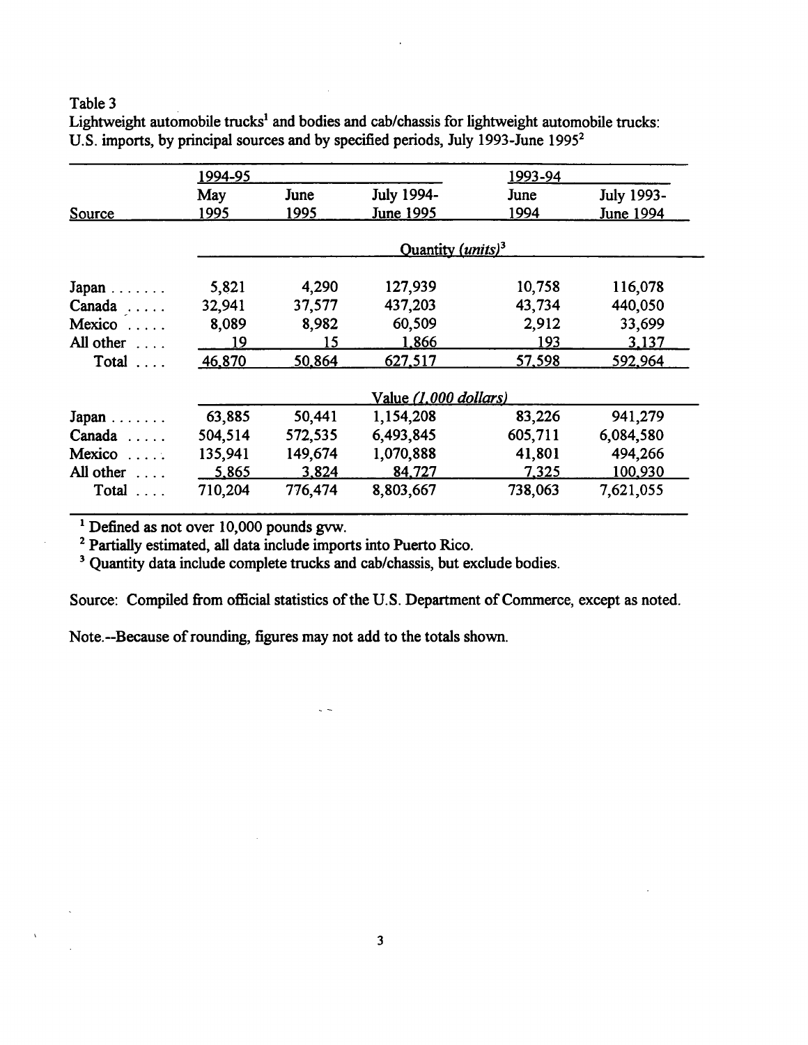Table 3
Lightweight automobile trucks[1] and bodies and cab/chassis for lightweight automobile trucks: U.S. imports, by principal sources and by specified periods, July 1993-June 1995[2]

| | 1994-95 | | | 1993-94 | |
|---|---|---|---|---|---|
| Source | May 1995 | June 1995 | July 1994-June 1995 | June 1994 | July 1993-June 1994 |
| | Quantity (*units*)[3] | | | | |
| Japan | 5,821 | 4,290 | 127,939 | 10,758 | 116,078 |
| Canada | 32,941 | 37,577 | 437,203 | 43,734 | 440,050 |
| Mexico | 8,089 | 8,982 | 60,509 | 2,912 | 33,699 |
| All other | 19 | 15 | 1,866 | 193 | 3,137 |
| Total | 46,870 | 50,864 | 627,517 | 57,598 | 592,964 |
| | Value (*1,000 dollars*) | | | | |
| Japan | 63,885 | 50,441 | 1,154,208 | 83,226 | 941,279 |
| Canada | 504,514 | 572,535 | 6,493,845 | 605,711 | 6,084,580 |
| Mexico | 135,941 | 149,674 | 1,070,888 | 41,801 | 494,266 |
| All other | 5,865 | 3,824 | 84,727 | 7,325 | 100,930 |
| Total | 710,204 | 776,474 | 8,803,667 | 738,063 | 7,621,055 |

[1] Defined as not over 10,000 pounds gvw.
[2] Partially estimated, all data include imports into Puerto Rico.
[3] Quantity data include complete trucks and cab/chassis, but exclude bodies.

Source: Compiled from official statistics of the U.S. Department of Commerce, except as noted.

Note.--Because of rounding, figures may not add to the totals shown.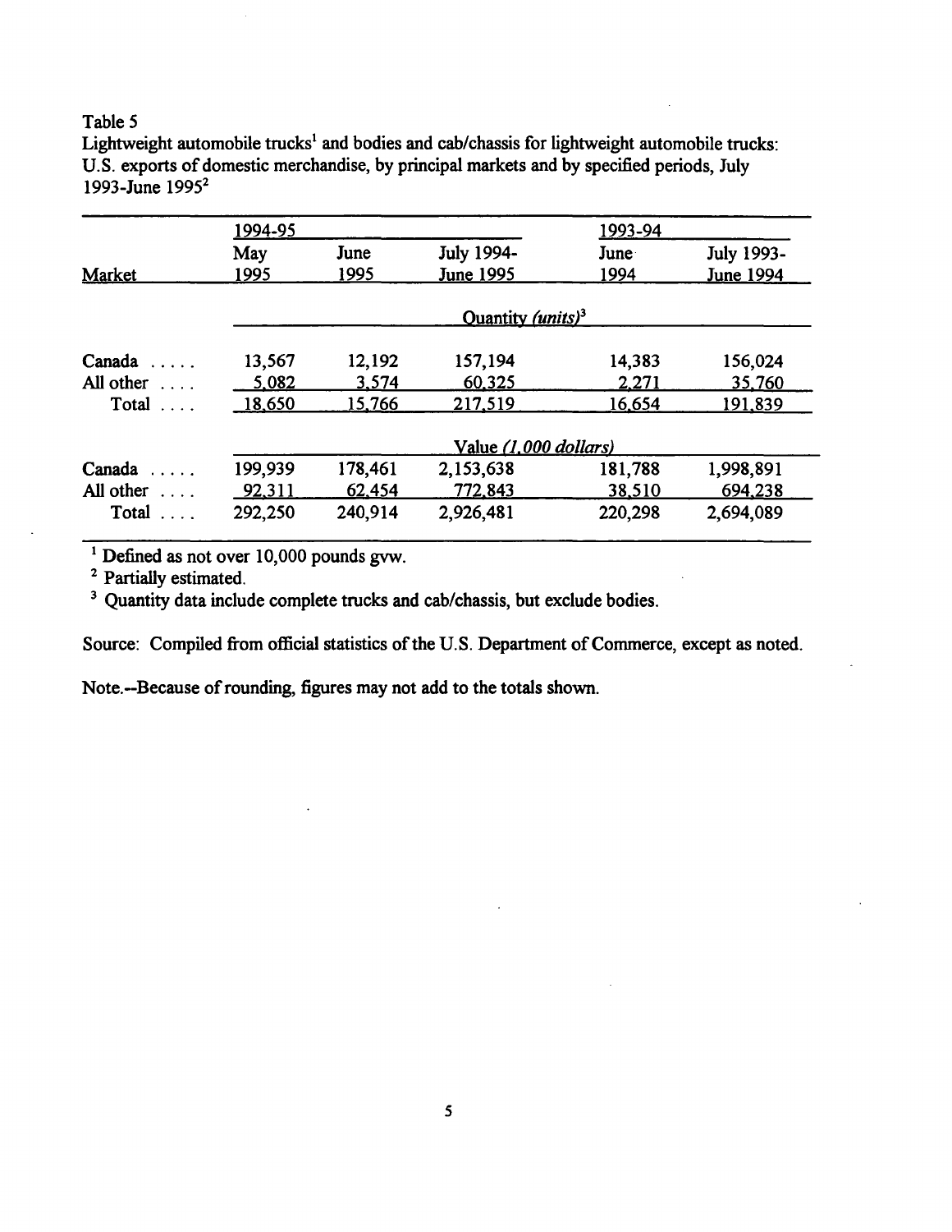Table 5
Lightweight automobile trucks[1] and bodies and cab/chassis for lightweight automobile trucks: U.S. exports of domestic merchandise, by principal markets and by specified periods, July 1993-June 1995[2]

| | 1994-95 | | | 1993-94 | |
|---|---|---|---|---|---|
| Market | May 1995 | June 1995 | July 1994-June 1995 | June 1994 | July 1993-June 1994 |
| | Quantity *(units)*[3] | | | | |
| Canada ..... | 13,567 | 12,192 | 157,194 | 14,383 | 156,024 |
| All other .... | 5,082 | 3,574 | 60,325 | 2,271 | 35,760 |
| Total .... | 18,650 | 15,766 | 217,519 | 16,654 | 191,839 |
| | Value *(1,000 dollars)* | | | | |
| Canada ..... | 199,939 | 178,461 | 2,153,638 | 181,788 | 1,998,891 |
| All other .... | 92,311 | 62,454 | 772,843 | 38,510 | 694,238 |
| Total .... | 292,250 | 240,914 | 2,926,481 | 220,298 | 2,694,089 |

[1] Defined as not over 10,000 pounds gvw.

[2] Partially estimated.

[3] Quantity data include complete trucks and cab/chassis, but exclude bodies.

Source: Compiled from official statistics of the U.S. Department of Commerce, except as noted.

Note.--Because of rounding, figures may not add to the totals shown.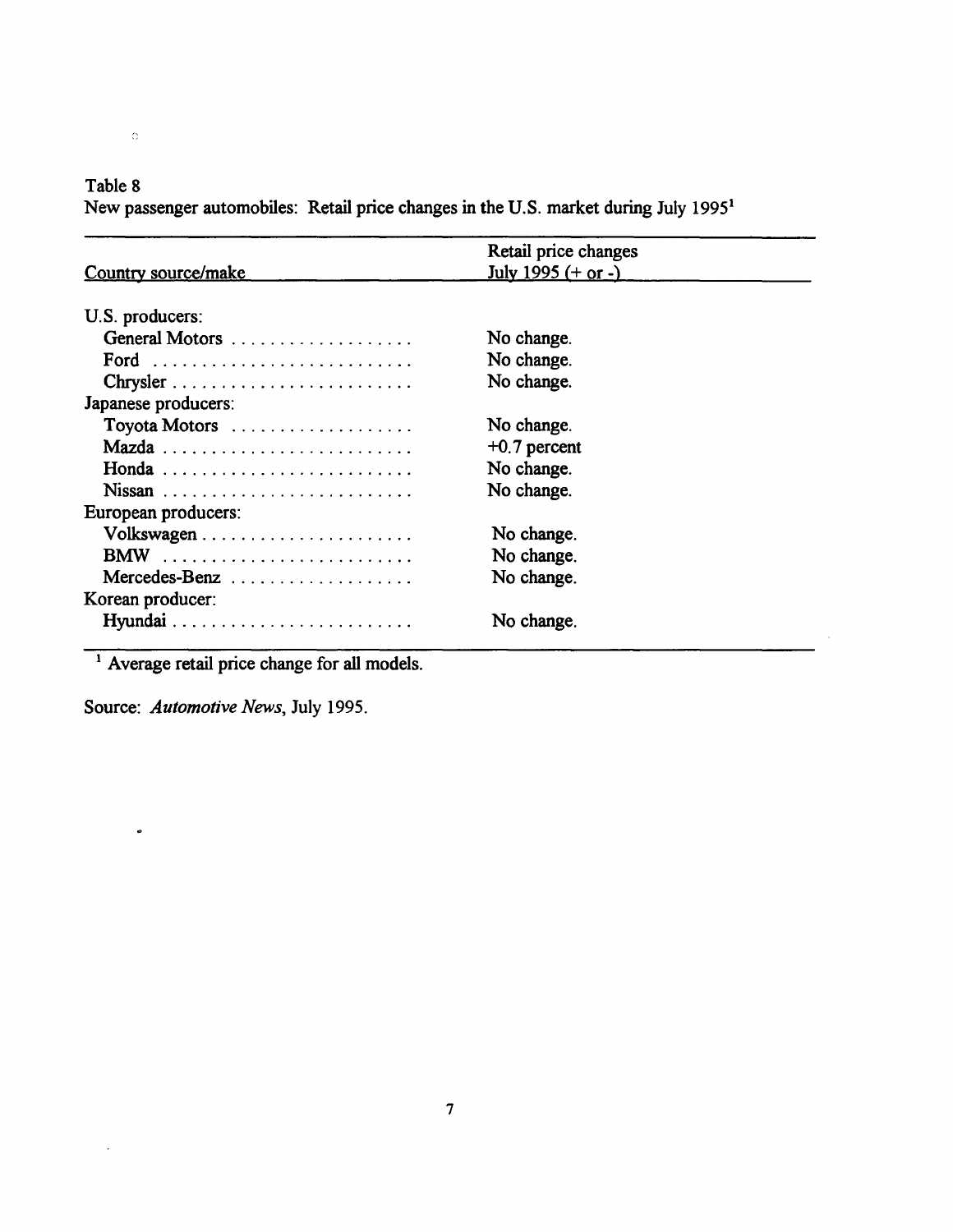Table 8

New passenger automobiles: Retail price changes in the U.S. market during July 1995[1]

| Country source/make | Retail price changes July 1995 (+ or -) |
|---|---|
| U.S. producers: | |
| General Motors | No change. |
| Ford | No change. |
| Chrysler | No change. |
| Japanese producers: | |
| Toyota Motors | No change. |
| Mazda | +0.7 percent |
| Honda | No change. |
| Nissan | No change. |
| European producers: | |
| Volkswagen | No change. |
| BMW | No change. |
| Mercedes-Benz | No change. |
| Korean producer: | |
| Hyundai | No change. |

[1] Average retail price change for all models.

Source: *Automotive News*, July 1995.